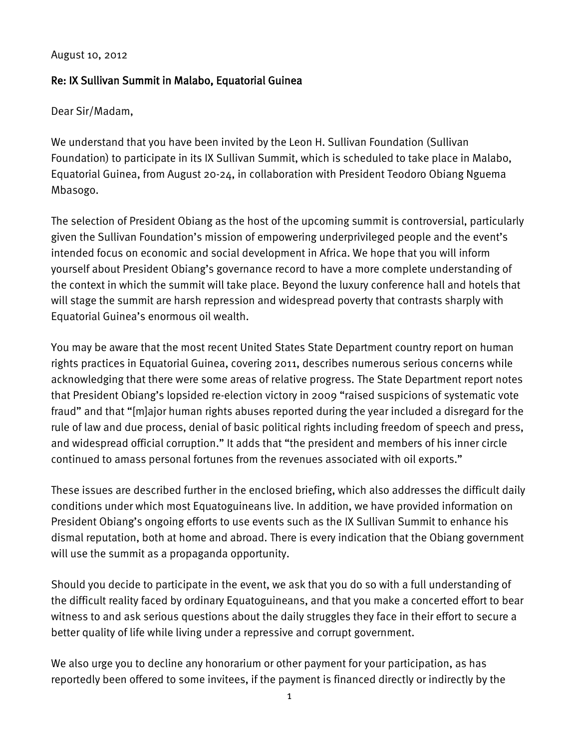August 10, 2012

Re: IX Sullivan Summit in Malabo, Equatorial Guinea

Dear Sir/Madam,

We understand that you have been invited by the Leon H. Sullivan Foundation (Sullivan Foundation) to participate in its IX Sullivan Summit, which is scheduled to take place in Malabo, Equatorial Guinea, from August 20-24, in collaboration with President Teodoro Obiang Nguema Mbasogo.

The selection of President Obiang as the host of the upcoming summit is controversial, particularly given the Sullivan Foundation's mission of empowering underprivileged people and the event's intended focus on economic and social development in Africa. We hope that you will inform yourself about President Obiang's governance record to have a more complete understanding of the context in which the summit will take place. Beyond the luxury conference hall and hotels that will stage the summit are harsh repression and widespread poverty that contrasts sharply with Equatorial Guinea's enormous oil wealth.

You may be aware that the most recent United States State Department country report on human rights practices in Equatorial Guinea, covering 2011, describes numerous serious concerns while acknowledging that there were some areas of relative progress. The State Department report notes that President Obiang's lopsided re-election victory in 2009 "raised suspicions of systematic vote fraud" and that "[m]ajor human rights abuses reported during the year included a disregard for the rule of law and due process, denial of basic political rights including freedom of speech and press, and widespread official corruption." It adds that "the president and members of his inner circle continued to amass personal fortunes from the revenues associated with oil exports."

These issues are described further in the enclosed briefing, which also addresses the difficult daily conditions under which most Equatoguineans live. In addition, we have provided information on President Obiang's ongoing efforts to use events such as the IX Sullivan Summit to enhance his dismal reputation, both at home and abroad. There is every indication that the Obiang government will use the summit as a propaganda opportunity.

Should you decide to participate in the event, we ask that you do so with a full understanding of the difficult reality faced by ordinary Equatoguineans, and that you make a concerted effort to bear witness to and ask serious questions about the daily struggles they face in their effort to secure a better quality of life while living under a repressive and corrupt government.

We also urge you to decline any honorarium or other payment for your participation, as has reportedly been offered to some invitees, if the payment is financed directly or indirectly by the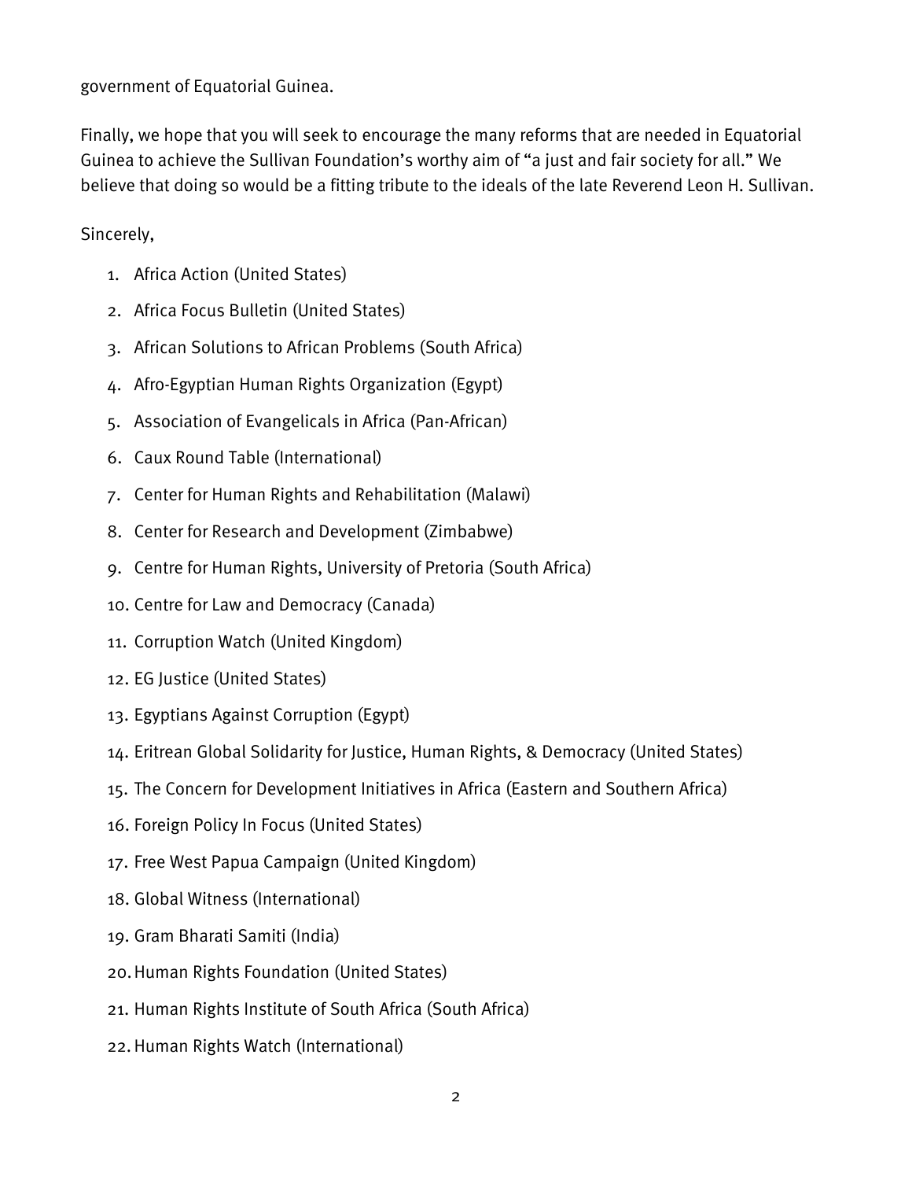government of Equatorial Guinea.

Finally, we hope that you will seek to encourage the many reforms that are needed in Equatorial Guinea to achieve the Sullivan Foundation's worthy aim of "a just and fair society for all." We believe that doing so would be a fitting tribute to the ideals of the late Reverend Leon H. Sullivan.

Sincerely,

1. Africa Action (United States)
2. Africa Focus Bulletin (United States)
3. African Solutions to African Problems (South Africa)
4. Afro-Egyptian Human Rights Organization (Egypt)
5. Association of Evangelicals in Africa (Pan-African)
6. Caux Round Table (International)
7. Center for Human Rights and Rehabilitation (Malawi)
8. Center for Research and Development (Zimbabwe)
9. Centre for Human Rights, University of Pretoria (South Africa)
10. Centre for Law and Democracy (Canada)
11. Corruption Watch (United Kingdom)
12. EG Justice (United States)
13. Egyptians Against Corruption (Egypt)
14. Eritrean Global Solidarity for Justice, Human Rights, & Democracy (United States)
15. The Concern for Development Initiatives in Africa (Eastern and Southern Africa)
16. Foreign Policy In Focus (United States)
17. Free West Papua Campaign (United Kingdom)
18. Global Witness (International)
19. Gram Bharati Samiti (India)
20. Human Rights Foundation (United States)
21. Human Rights Institute of South Africa (South Africa)
22. Human Rights Watch (International)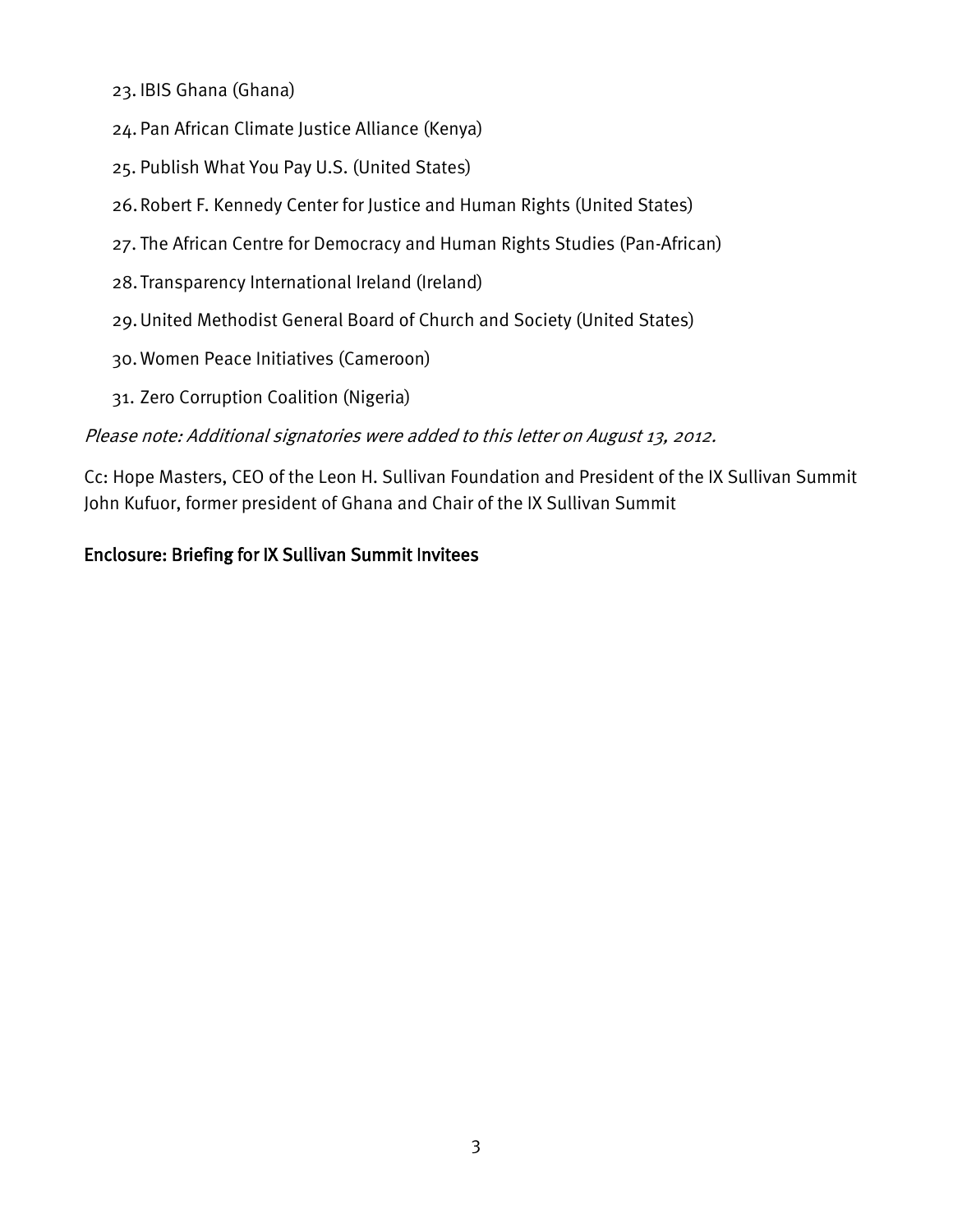23. IBIS Ghana (Ghana)
24. Pan African Climate Justice Alliance (Kenya)
25. Publish What You Pay U.S. (United States)
26. Robert F. Kennedy Center for Justice and Human Rights (United States)
27. The African Centre for Democracy and Human Rights Studies (Pan-African)
28. Transparency International Ireland (Ireland)
29. United Methodist General Board of Church and Society (United States)
30. Women Peace Initiatives (Cameroon)
31. Zero Corruption Coalition (Nigeria)

*Please note: Additional signatories were added to this letter on August 13, 2012.*

Cc: Hope Masters, CEO of the Leon H. Sullivan Foundation and President of the IX Sullivan Summit
John Kufuor, former president of Ghana and Chair of the IX Sullivan Summit

**Enclosure: Briefing for IX Sullivan Summit Invitees**